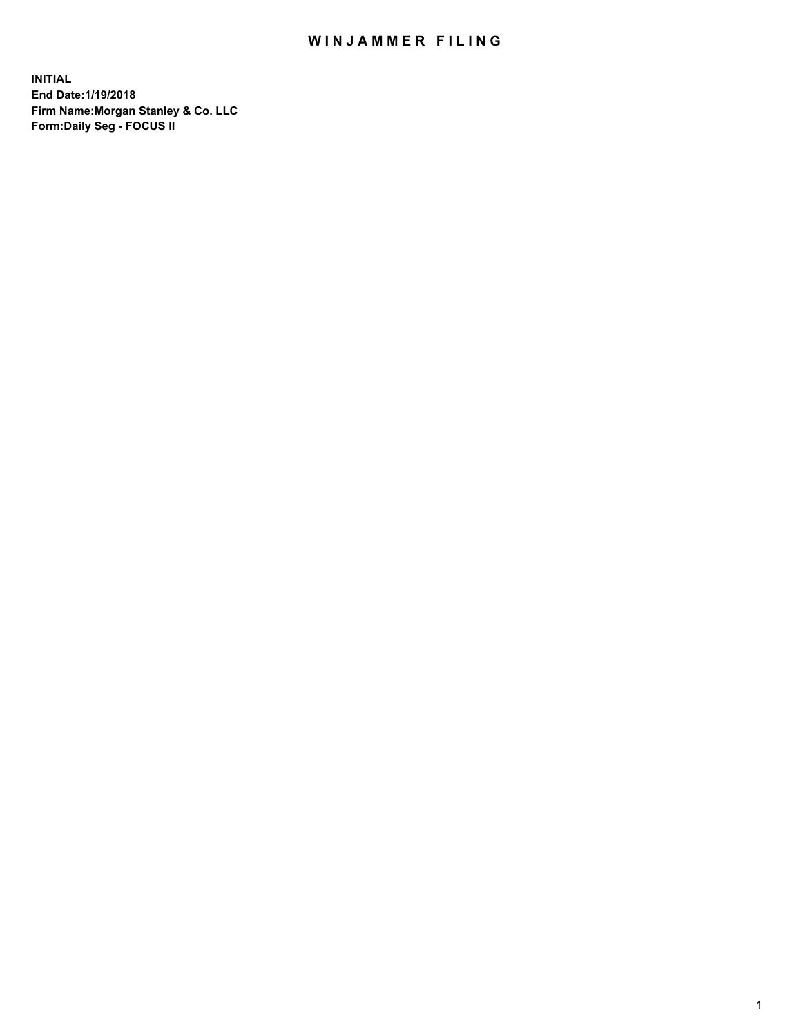# WINJAMMER FILING

**INITIAL**
**End Date:1/19/2018**
**Firm Name:Morgan Stanley & Co. LLC**
**Form:Daily Seg - FOCUS II**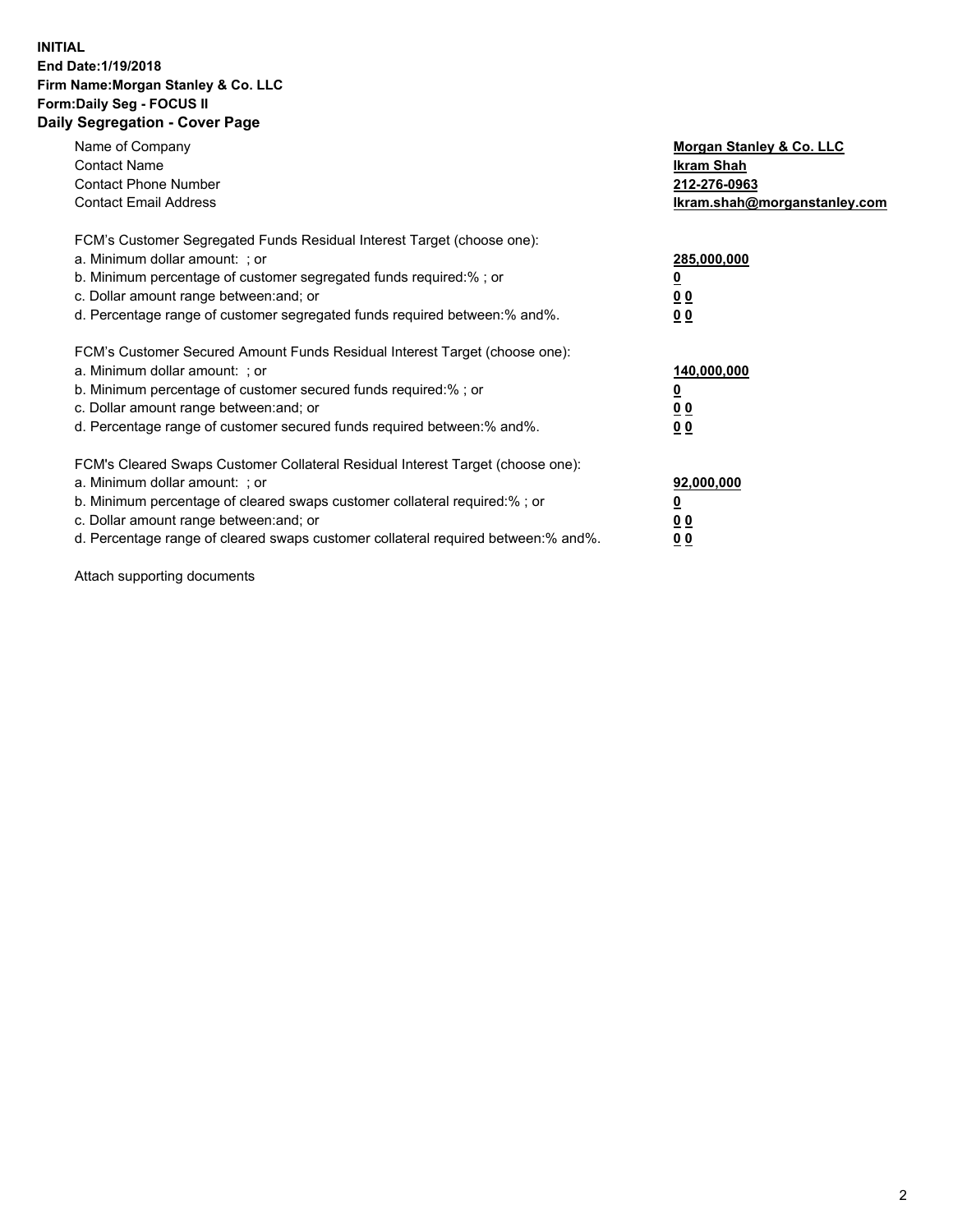**INITIAL**
**End Date:1/19/2018**
**Firm Name:Morgan Stanley & Co. LLC**
**Form:Daily Seg - FOCUS II**
**Daily Segregation - Cover Page**

| | |
|---|---|
| Name of Company | **Morgan Stanley & Co. LLC** |
| Contact Name | **Ikram Shah** |
| Contact Phone Number | **212-276-0963** |
| Contact Email Address | **Ikram.shah@morganstanley.com** |

FCM's Customer Segregated Funds Residual Interest Target (choose one):

| | |
|---|---|
| a. Minimum dollar amount: ; or | **285,000,000** |
| b. Minimum percentage of customer segregated funds required:% ; or | **0** |
| c. Dollar amount range between:and; or | **0 0** |
| d. Percentage range of customer segregated funds required between:% and%. | **0 0** |

FCM's Customer Secured Amount Funds Residual Interest Target (choose one):

| | |
|---|---|
| a. Minimum dollar amount: ; or | **140,000,000** |
| b. Minimum percentage of customer secured funds required:% ; or | **0** |
| c. Dollar amount range between:and; or | **0 0** |
| d. Percentage range of customer secured funds required between:% and%. | **0 0** |

FCM's Cleared Swaps Customer Collateral Residual Interest Target (choose one):

| | |
|---|---|
| a. Minimum dollar amount: ; or | **92,000,000** |
| b. Minimum percentage of cleared swaps customer collateral required:% ; or | **0** |
| c. Dollar amount range between:and; or | **0 0** |
| d. Percentage range of cleared swaps customer collateral required between:% and%. | **0 0** |

Attach supporting documents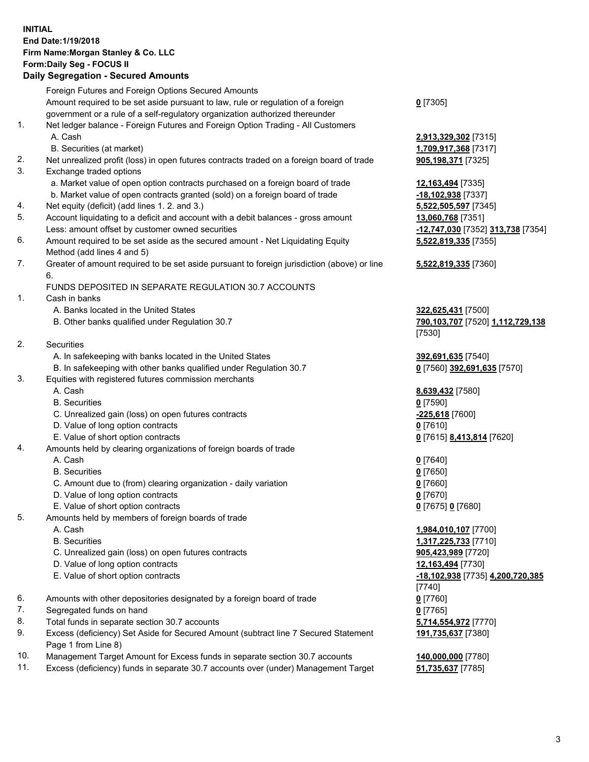**INITIAL**
**End Date:1/19/2018**
**Firm Name:Morgan Stanley & Co. LLC**
**Form:Daily Seg - FOCUS II**
## Daily Segregation - Secured Amounts

| | | |
|---|---|---|
| | Foreign Futures and Foreign Options Secured Amounts | |
| | Amount required to be set aside pursuant to law, rule or regulation of a foreign government or a rule of a self-regulatory organization authorized thereunder | **0** [7305] |
| 1. | Net ledger balance - Foreign Futures and Foreign Option Trading - All Customers | |
| | A. Cash | **2,913,329,302** [7315] |
| | B. Securities (at market) | **1,709,917,368** [7317] |
| 2. | Net unrealized profit (loss) in open futures contracts traded on a foreign board of trade | **905,198,371** [7325] |
| 3. | Exchange traded options | |
| | a. Market value of open option contracts purchased on a foreign board of trade | **12,163,494** [7335] |
| | b. Market value of open contracts granted (sold) on a foreign board of trade | **-18,102,938** [7337] |
| 4. | Net equity (deficit) (add lines 1. 2. and 3.) | **5,522,505,597** [7345] |
| 5. | Account liquidating to a deficit and account with a debit balances - gross amount | **13,060,768** [7351] |
| | Less: amount offset by customer owned securities | **-12,747,030** [7352] **313,738** [7354] |
| 6. | Amount required to be set aside as the secured amount - Net Liquidating Equity Method (add lines 4 and 5) | **5,522,819,335** [7355] |
| 7. | Greater of amount required to be set aside pursuant to foreign jurisdiction (above) or line 6. | **5,522,819,335** [7360] |
| | FUNDS DEPOSITED IN SEPARATE REGULATION 30.7 ACCOUNTS | |
| 1. | Cash in banks | |
| | A. Banks located in the United States | **322,625,431** [7500] |
| | B. Other banks qualified under Regulation 30.7 | **790,103,707** [7520] **1,112,729,138** [7530] |
| 2. | Securities | |
| | A. In safekeeping with banks located in the United States | **392,691,635** [7540] |
| | B. In safekeeping with other banks qualified under Regulation 30.7 | **0** [7560] **392,691,635** [7570] |
| 3. | Equities with registered futures commission merchants | |
| | A. Cash | **8,639,432** [7580] |
| | B. Securities | **0** [7590] |
| | C. Unrealized gain (loss) on open futures contracts | **-225,618** [7600] |
| | D. Value of long option contracts | **0** [7610] |
| | E. Value of short option contracts | **0** [7615] **8,413,814** [7620] |
| 4. | Amounts held by clearing organizations of foreign boards of trade | |
| | A. Cash | **0** [7640] |
| | B. Securities | **0** [7650] |
| | C. Amount due to (from) clearing organization - daily variation | **0** [7660] |
| | D. Value of long option contracts | **0** [7670] |
| | E. Value of short option contracts | **0** [7675] **0** [7680] |
| 5. | Amounts held by members of foreign boards of trade | |
| | A. Cash | **1,984,010,107** [7700] |
| | B. Securities | **1,317,225,733** [7710] |
| | C. Unrealized gain (loss) on open futures contracts | **905,423,989** [7720] |
| | D. Value of long option contracts | **12,163,494** [7730] |
| | E. Value of short option contracts | **-18,102,938** [7735] **4,200,720,385** [7740] |
| 6. | Amounts with other depositories designated by a foreign board of trade | **0** [7760] |
| 7. | Segregated funds on hand | **0** [7765] |
| 8. | Total funds in separate section 30.7 accounts | **5,714,554,972** [7770] |
| 9. | Excess (deficiency) Set Aside for Secured Amount (subtract line 7 Secured Statement Page 1 from Line 8) | **191,735,637** [7380] |
| 10. | Management Target Amount for Excess funds in separate section 30.7 accounts | **140,000,000** [7780] |
| 11. | Excess (deficiency) funds in separate 30.7 accounts over (under) Management Target | **51,735,637** [7785] |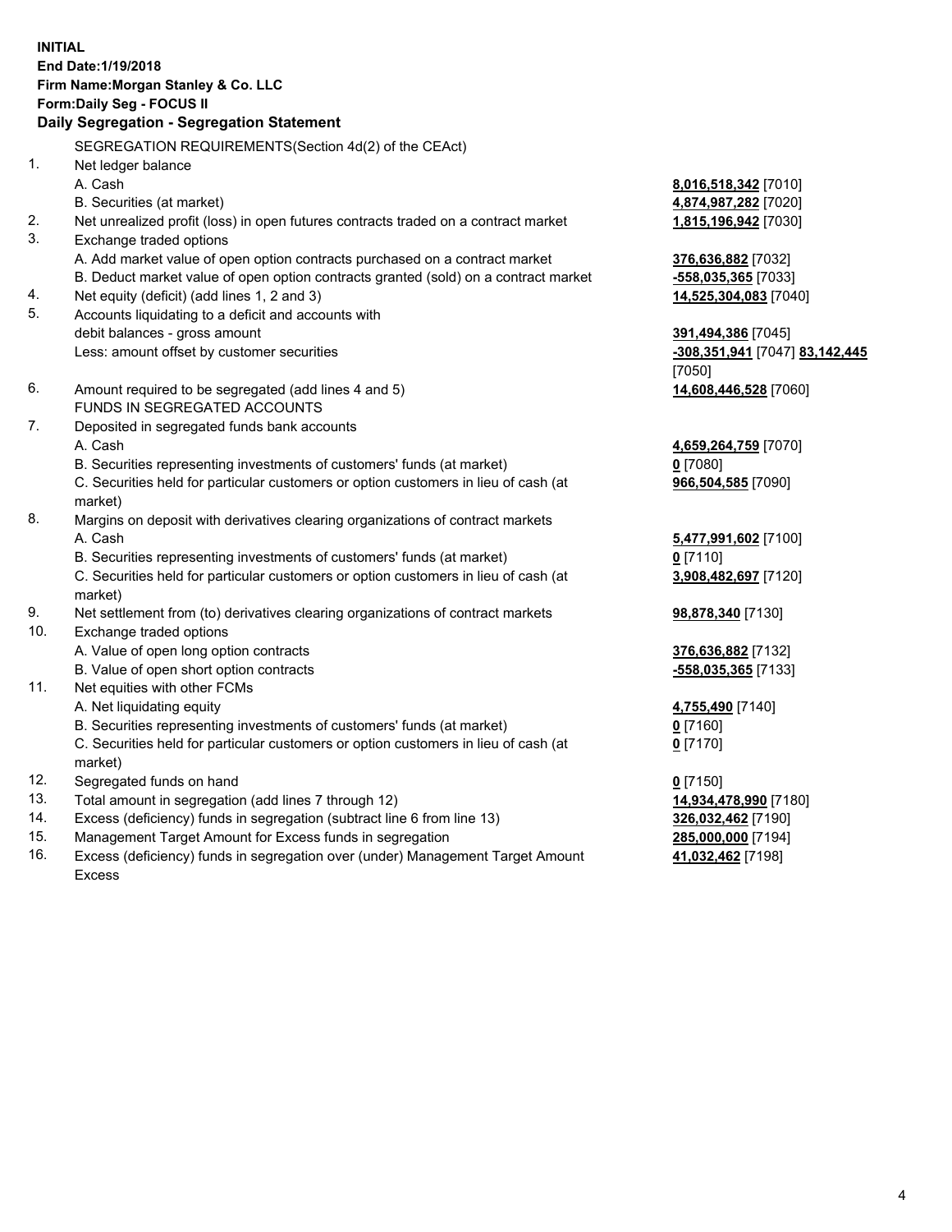**INITIAL**
**End Date:1/19/2018**
**Firm Name:Morgan Stanley & Co. LLC**
**Form:Daily Seg - FOCUS II**
**Daily Segregation - Segregation Statement**

SEGREGATION REQUIREMENTS(Section 4d(2) of the CEAct)

| | | |
|---|---|---|
| 1. | Net ledger balance | |
| | A. Cash | **8,016,518,342** [7010] |
| | B. Securities (at market) | **4,874,987,282** [7020] |
| 2. | Net unrealized profit (loss) in open futures contracts traded on a contract market | **1,815,196,942** [7030] |
| 3. | Exchange traded options | |
| | A. Add market value of open option contracts purchased on a contract market | **376,636,882** [7032] |
| | B. Deduct market value of open option contracts granted (sold) on a contract market | **-558,035,365** [7033] |
| 4. | Net equity (deficit) (add lines 1, 2 and 3) | **14,525,304,083** [7040] |
| 5. | Accounts liquidating to a deficit and accounts with | |
| | debit balances - gross amount | **391,494,386** [7045] |
| | Less: amount offset by customer securities | **-308,351,941** [7047] **83,142,445** [7050] |
| 6. | Amount required to be segregated (add lines 4 and 5) | **14,608,446,528** [7060] |
| | FUNDS IN SEGREGATED ACCOUNTS | |
| 7. | Deposited in segregated funds bank accounts | |
| | A. Cash | **4,659,264,759** [7070] |
| | B. Securities representing investments of customers' funds (at market) | **0** [7080] |
| | C. Securities held for particular customers or option customers in lieu of cash (at market) | **966,504,585** [7090] |
| 8. | Margins on deposit with derivatives clearing organizations of contract markets | |
| | A. Cash | **5,477,991,602** [7100] |
| | B. Securities representing investments of customers' funds (at market) | **0** [7110] |
| | C. Securities held for particular customers or option customers in lieu of cash (at market) | **3,908,482,697** [7120] |
| 9. | Net settlement from (to) derivatives clearing organizations of contract markets | **98,878,340** [7130] |
| 10. | Exchange traded options | |
| | A. Value of open long option contracts | **376,636,882** [7132] |
| | B. Value of open short option contracts | **-558,035,365** [7133] |
| 11. | Net equities with other FCMs | |
| | A. Net liquidating equity | **4,755,490** [7140] |
| | B. Securities representing investments of customers' funds (at market) | **0** [7160] |
| | C. Securities held for particular customers or option customers in lieu of cash (at market) | **0** [7170] |
| 12. | Segregated funds on hand | **0** [7150] |
| 13. | Total amount in segregation (add lines 7 through 12) | **14,934,478,990** [7180] |
| 14. | Excess (deficiency) funds in segregation (subtract line 6 from line 13) | **326,032,462** [7190] |
| 15. | Management Target Amount for Excess funds in segregation | **285,000,000** [7194] |
| 16. | Excess (deficiency) funds in segregation over (under) Management Target Amount Excess | **41,032,462** [7198] |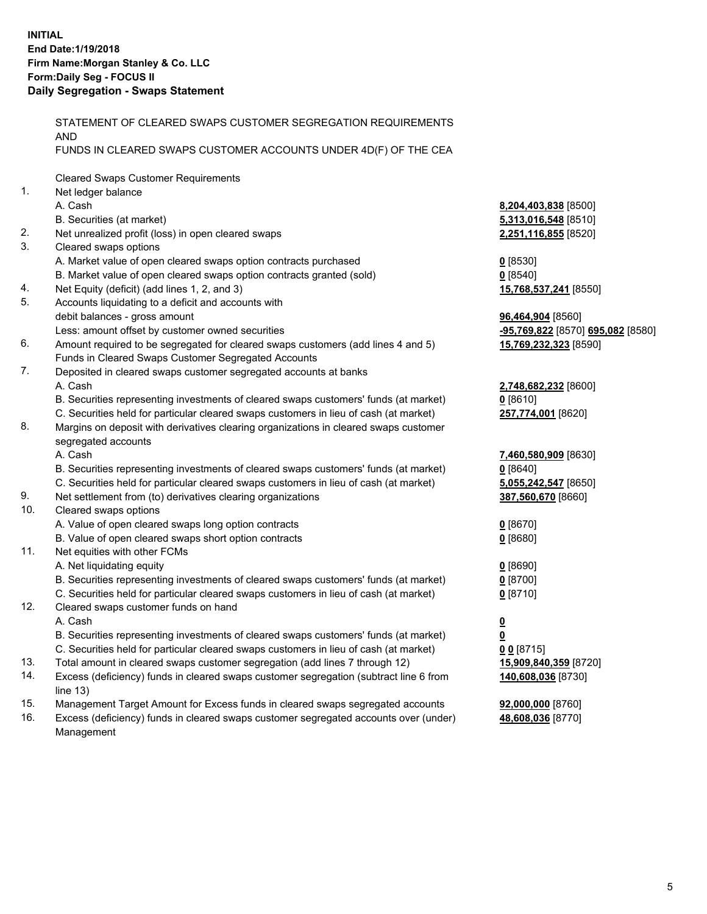**INITIAL**
**End Date:1/19/2018**
**Firm Name:Morgan Stanley & Co. LLC**
**Form:Daily Seg - FOCUS II**
**Daily Segregation - Swaps Statement**

STATEMENT OF CLEARED SWAPS CUSTOMER SEGREGATION REQUIREMENTS
AND
FUNDS IN CLEARED SWAPS CUSTOMER ACCOUNTS UNDER 4D(F) OF THE CEA

| | | |
|---|---|---|
| | Cleared Swaps Customer Requirements | |
| 1. | Net ledger balance | |
| | A. Cash | **8,204,403,838** [8500] |
| | B. Securities (at market) | **5,313,016,548** [8510] |
| 2. | Net unrealized profit (loss) in open cleared swaps | **2,251,116,855** [8520] |
| 3. | Cleared swaps options | |
| | A. Market value of open cleared swaps option contracts purchased | **0** [8530] |
| | B. Market value of open cleared swaps option contracts granted (sold) | **0** [8540] |
| 4. | Net Equity (deficit) (add lines 1, 2, and 3) | **15,768,537,241** [8550] |
| 5. | Accounts liquidating to a deficit and accounts with | |
| | debit balances - gross amount | **96,464,904** [8560] |
| | Less: amount offset by customer owned securities | **-95,769,822** [8570] **695,082** [8580] |
| 6. | Amount required to be segregated for cleared swaps customers (add lines 4 and 5) | **15,769,232,323** [8590] |
| | Funds in Cleared Swaps Customer Segregated Accounts | |
| 7. | Deposited in cleared swaps customer segregated accounts at banks | |
| | A. Cash | **2,748,682,232** [8600] |
| | B. Securities representing investments of cleared swaps customers' funds (at market) | **0** [8610] |
| | C. Securities held for particular cleared swaps customers in lieu of cash (at market) | **257,774,001** [8620] |
| 8. | Margins on deposit with derivatives clearing organizations in cleared swaps customer segregated accounts | |
| | A. Cash | **7,460,580,909** [8630] |
| | B. Securities representing investments of cleared swaps customers' funds (at market) | **0** [8640] |
| | C. Securities held for particular cleared swaps customers in lieu of cash (at market) | **5,055,242,547** [8650] |
| 9. | Net settlement from (to) derivatives clearing organizations | **387,560,670** [8660] |
| 10. | Cleared swaps options | |
| | A. Value of open cleared swaps long option contracts | **0** [8670] |
| | B. Value of open cleared swaps short option contracts | **0** [8680] |
| 11. | Net equities with other FCMs | |
| | A. Net liquidating equity | **0** [8690] |
| | B. Securities representing investments of cleared swaps customers' funds (at market) | **0** [8700] |
| | C. Securities held for particular cleared swaps customers in lieu of cash (at market) | **0** [8710] |
| 12. | Cleared swaps customer funds on hand | |
| | A. Cash | **0** |
| | B. Securities representing investments of cleared swaps customers' funds (at market) | **0** |
| | C. Securities held for particular cleared swaps customers in lieu of cash (at market) | **0** **0** [8715] |
| 13. | Total amount in cleared swaps customer segregation (add lines 7 through 12) | **15,909,840,359** [8720] |
| 14. | Excess (deficiency) funds in cleared swaps customer segregation (subtract line 6 from line 13) | **140,608,036** [8730] |
| 15. | Management Target Amount for Excess funds in cleared swaps segregated accounts | **92,000,000** [8760] |
| 16. | Excess (deficiency) funds in cleared swaps customer segregated accounts over (under) Management | **48,608,036** [8770] |